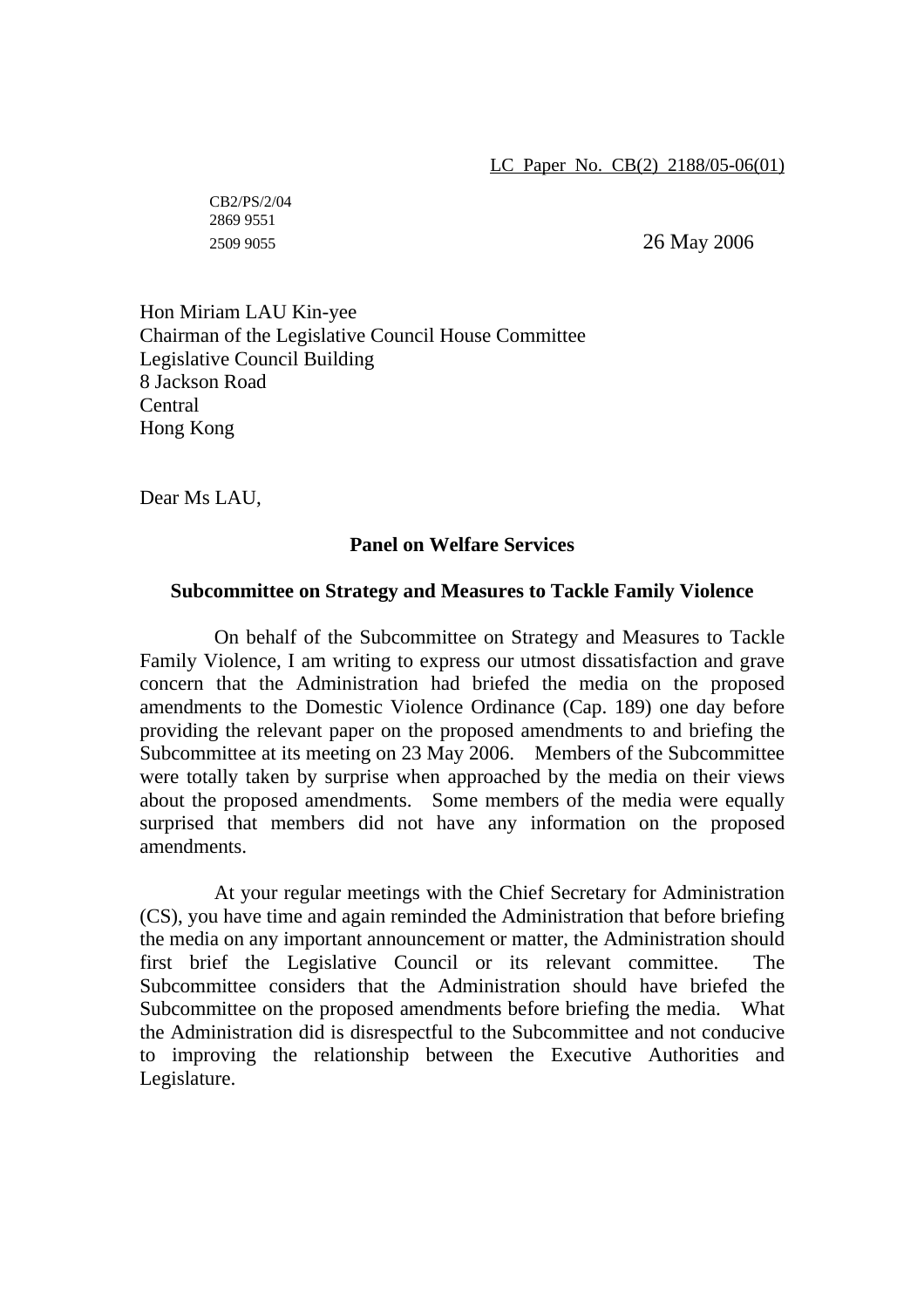LC Paper No. CB(2) 2188/05-06(01)

CB2/PS/2/04
2869 9551
2509 9055

26 May 2006

Hon Miriam LAU Kin-yee
Chairman of the Legislative Council House Committee
Legislative Council Building
8 Jackson Road
Central
Hong Kong

Dear Ms LAU,

**Panel on Welfare Services**

**Subcommittee on Strategy and Measures to Tackle Family Violence**

On behalf of the Subcommittee on Strategy and Measures to Tackle Family Violence, I am writing to express our utmost dissatisfaction and grave concern that the Administration had briefed the media on the proposed amendments to the Domestic Violence Ordinance (Cap. 189) one day before providing the relevant paper on the proposed amendments to and briefing the Subcommittee at its meeting on 23 May 2006. Members of the Subcommittee were totally taken by surprise when approached by the media on their views about the proposed amendments. Some members of the media were equally surprised that members did not have any information on the proposed amendments.

At your regular meetings with the Chief Secretary for Administration (CS), you have time and again reminded the Administration that before briefing the media on any important announcement or matter, the Administration should first brief the Legislative Council or its relevant committee. The Subcommittee considers that the Administration should have briefed the Subcommittee on the proposed amendments before briefing the media. What the Administration did is disrespectful to the Subcommittee and not conducive to improving the relationship between the Executive Authorities and Legislature.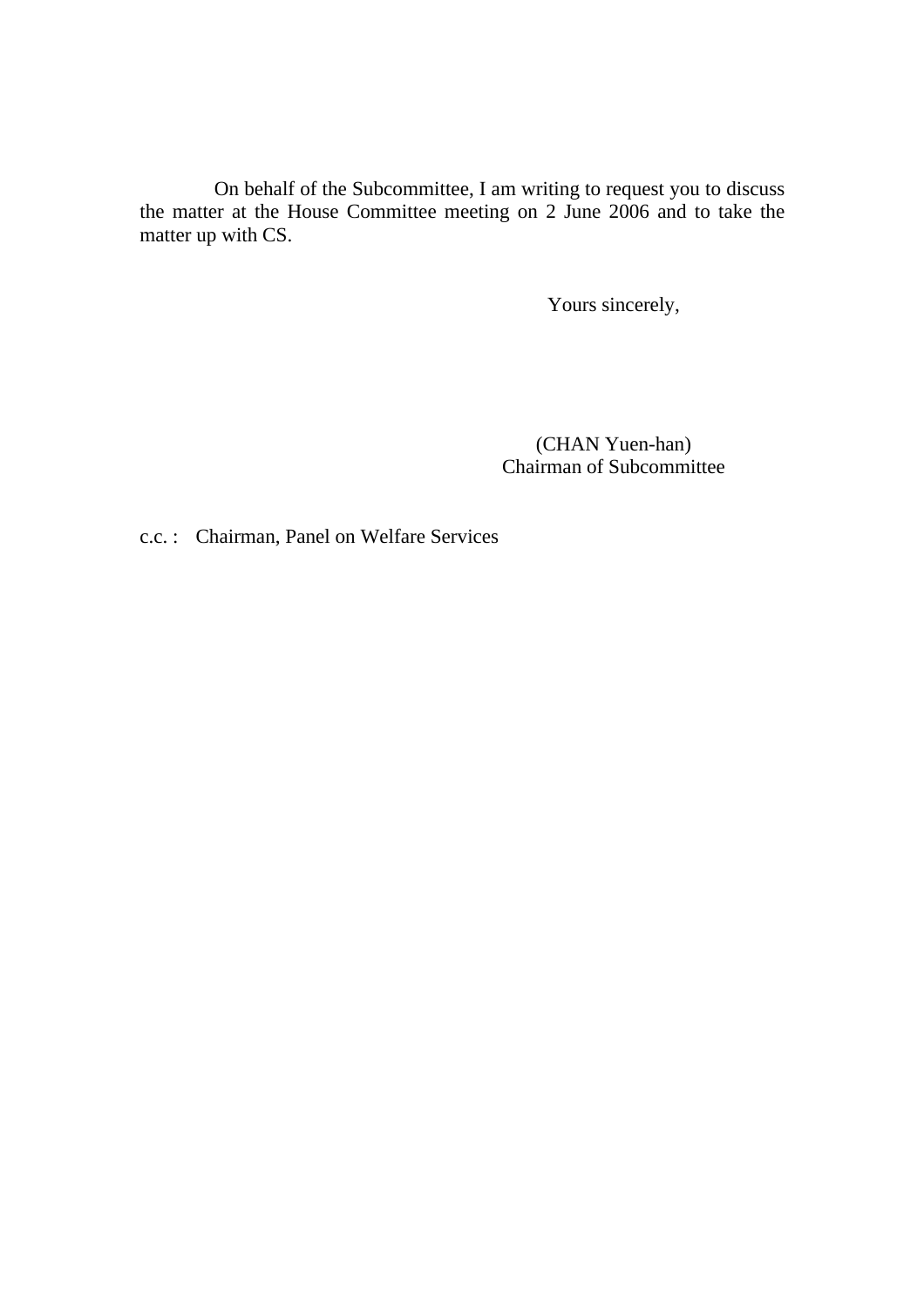On behalf of the Subcommittee, I am writing to request you to discuss the matter at the House Committee meeting on 2 June 2006 and to take the matter up with CS.

Yours sincerely,

(CHAN Yuen-han)
Chairman of Subcommittee

c.c. : Chairman, Panel on Welfare Services